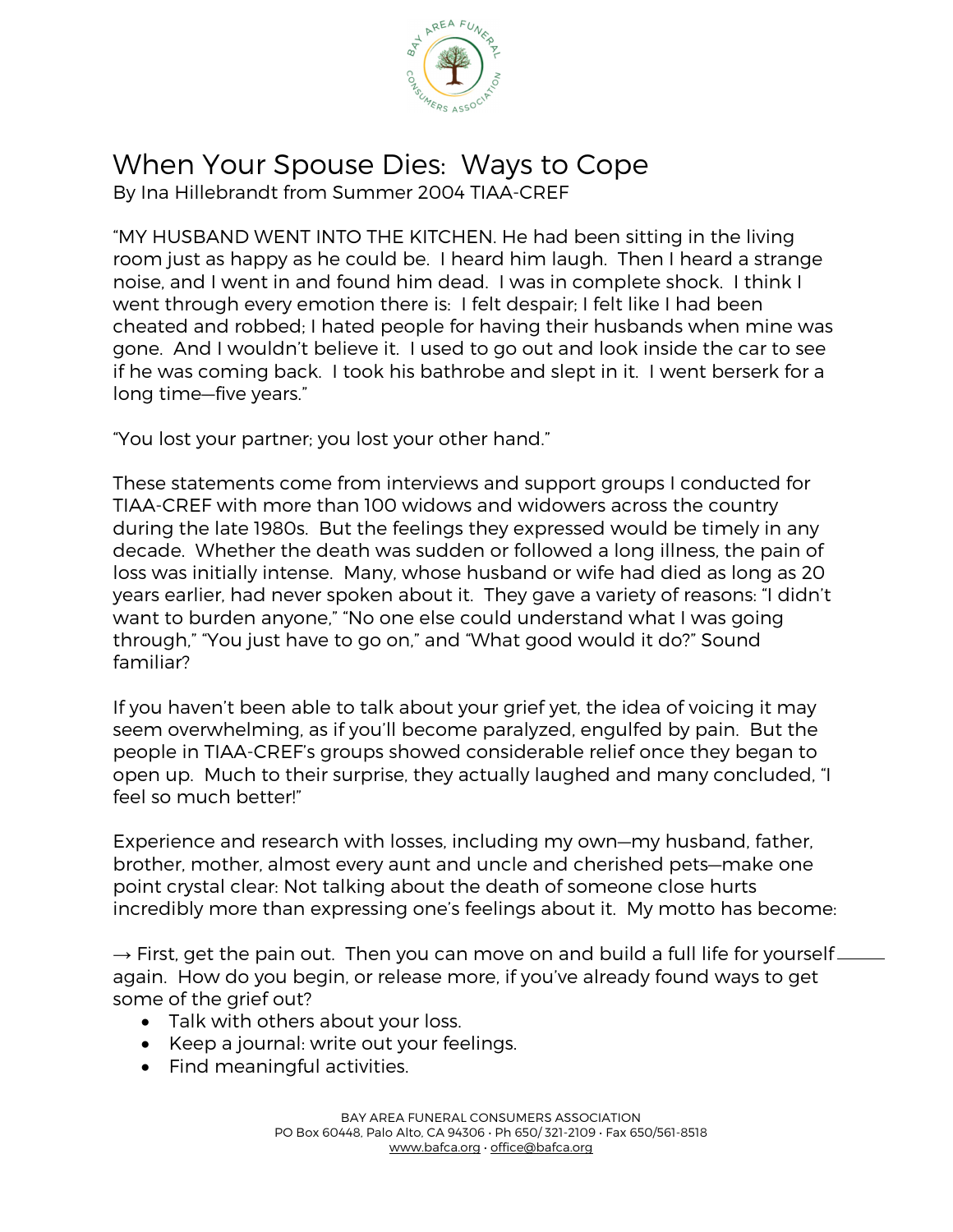# When Your Spouse Dies: Ways to Cope

By Ina Hillebrandt from Summer 2004 TIAA-CREF

"MY HUSBAND WENT INTO THE KITCHEN. He had been sitting in the living room just as happy as he could be. I heard him laugh. Then I heard a strange noise, and I went in and found him dead. I was in complete shock. I think I went through every emotion there is: I felt despair; I felt like I had been cheated and robbed; I hated people for having their husbands when mine was gone. And I wouldn't believe it. I used to go out and look inside the car to see if he was coming back. I took his bathrobe and slept in it. I went berserk for a long time—five years."

"You lost your partner; you lost your other hand."

These statements come from interviews and support groups I conducted for TIAA-CREF with more than 100 widows and widowers across the country during the late 1980s. But the feelings they expressed would be timely in any decade. Whether the death was sudden or followed a long illness, the pain of loss was initially intense. Many, whose husband or wife had died as long as 20 years earlier, had never spoken about it. They gave a variety of reasons: "I didn't want to burden anyone," "No one else could understand what I was going through," "You just have to go on," and "What good would it do?" Sound familiar?

If you haven't been able to talk about your grief yet, the idea of voicing it may seem overwhelming, as if you'll become paralyzed, engulfed by pain. But the people in TIAA-CREF's groups showed considerable relief once they began to open up. Much to their surprise, they actually laughed and many concluded, "I feel so much better!"

Experience and research with losses, including my own—my husband, father, brother, mother, almost every aunt and uncle and cherished pets—make one point crystal clear: Not talking about the death of someone close hurts incredibly more than expressing one's feelings about it. My motto has become:

→ First, get the pain out. Then you can move on and build a full life for yourself again. How do you begin, or release more, if you've already found ways to get some of the grief out?

- Talk with others about your loss.
- Keep a journal: write out your feelings.
- Find meaningful activities.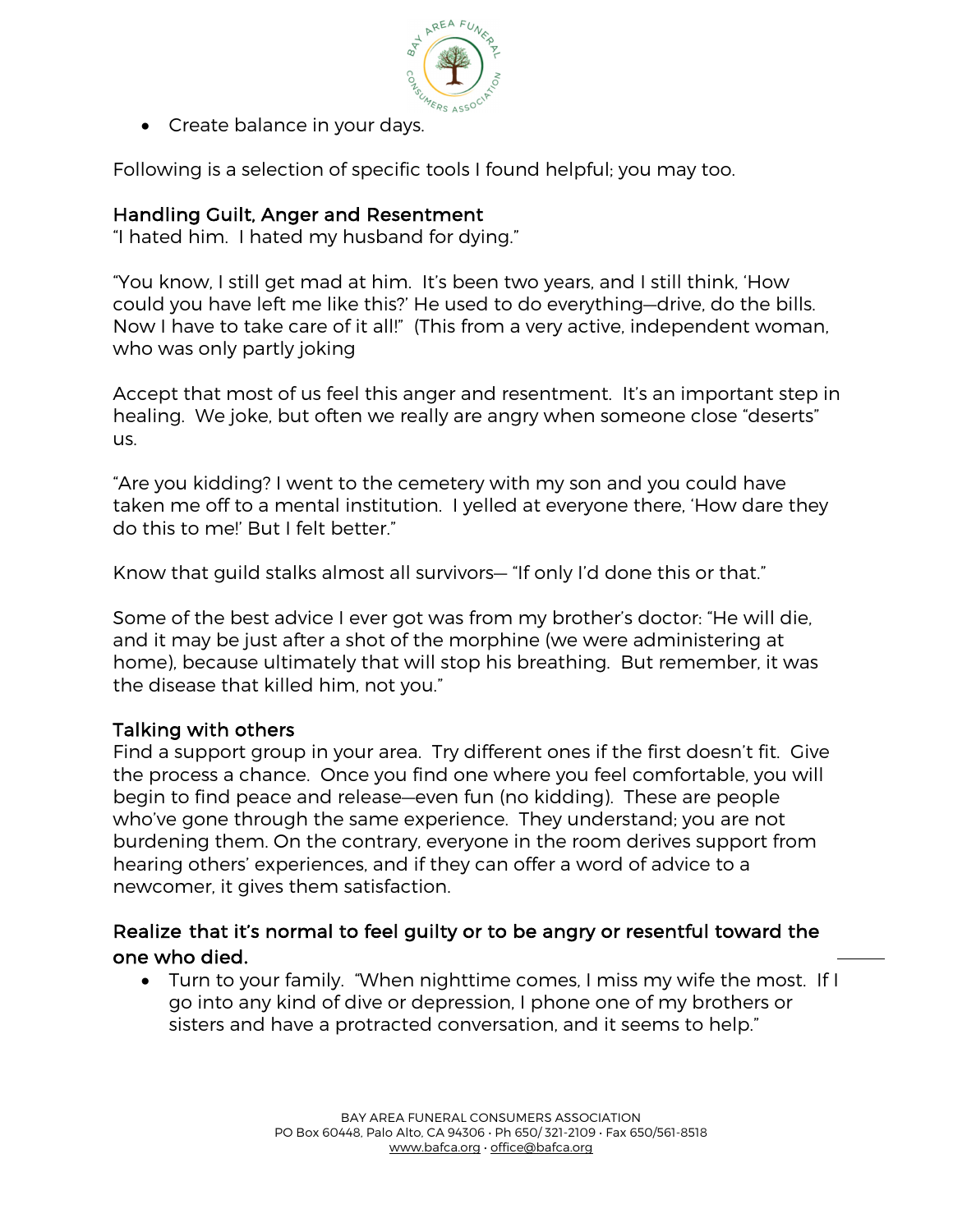- Create balance in your days.

Following is a selection of specific tools I found helpful; you may too.

### Handling Guilt, Anger and Resentment

"I hated him.  I hated my husband for dying."

"You know, I still get mad at him.  It's been two years, and I still think, 'How could you have left me like this?' He used to do everything—drive, do the bills. Now I have to take care of it all!"  (This from a very active, independent woman, who was only partly joking

Accept that most of us feel this anger and resentment.  It's an important step in healing.  We joke, but often we really are angry when someone close "deserts" us.

"Are you kidding? I went to the cemetery with my son and you could have taken me off to a mental institution.  I yelled at everyone there, 'How dare they do this to me!' But I felt better."

Know that guild stalks almost all survivors— "If only I'd done this or that."

Some of the best advice I ever got was from my brother's doctor: "He will die, and it may be just after a shot of the morphine (we were administering at home), because ultimately that will stop his breathing.  But remember, it was the disease that killed him, not you."

### Talking with others

Find a support group in your area.  Try different ones if the first doesn't fit.  Give the process a chance.  Once you find one where you feel comfortable, you will begin to find peace and release—even fun (no kidding).  These are people who've gone through the same experience.  They understand; you are not burdening them. On the contrary, everyone in the room derives support from hearing others' experiences, and if they can offer a word of advice to a newcomer, it gives them satisfaction.

### Realize that it's normal to feel guilty or to be angry or resentful toward the one who died.

- Turn to your family.  "When nighttime comes, I miss my wife the most.  If I go into any kind of dive or depression, I phone one of my brothers or sisters and have a protracted conversation, and it seems to help."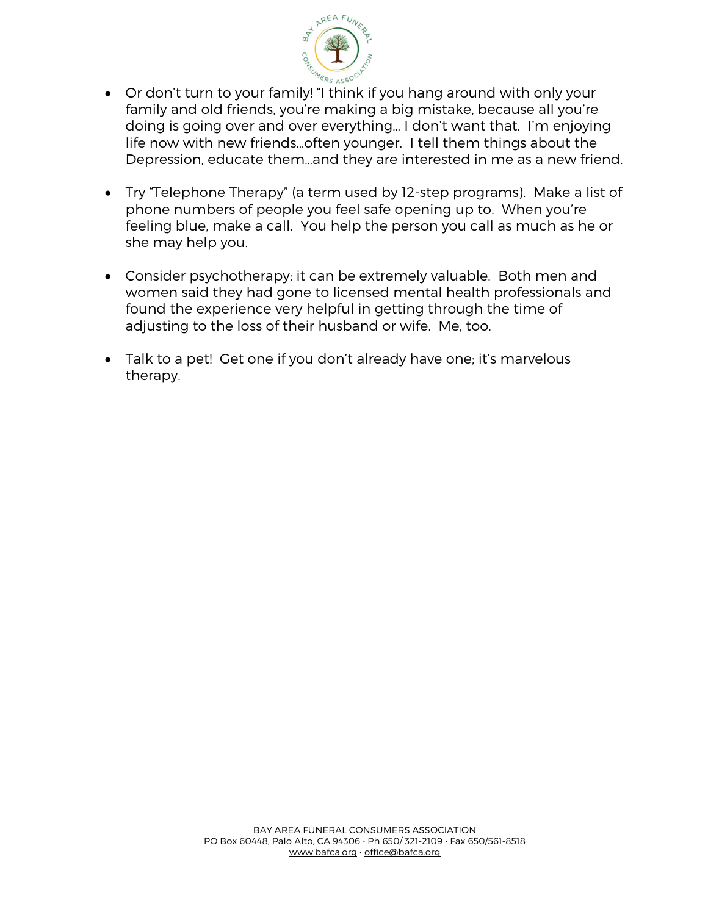- Or don't turn to your family! "I think if you hang around with only your family and old friends, you're making a big mistake, because all you're doing is going over and over everything… I don't want that. I'm enjoying life now with new friends…often younger. I tell them things about the Depression, educate them…and they are interested in me as a new friend.

- Try "Telephone Therapy" (a term used by 12-step programs). Make a list of phone numbers of people you feel safe opening up to. When you're feeling blue, make a call. You help the person you call as much as he or she may help you.

- Consider psychotherapy; it can be extremely valuable. Both men and women said they had gone to licensed mental health professionals and found the experience very helpful in getting through the time of adjusting to the loss of their husband or wife. Me, too.

- Talk to a pet! Get one if you don't already have one; it's marvelous therapy.